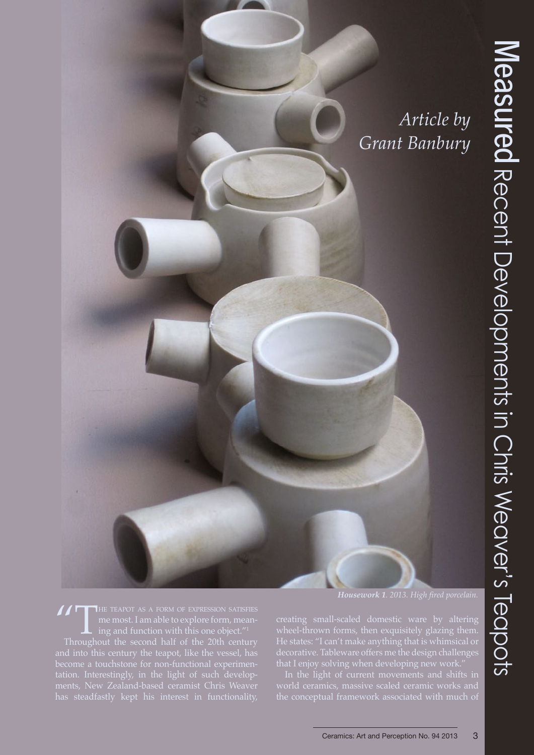# **Measured** Recent Developments in Chris Weaver's Teapots

*Article by Grant Banbury*

***Housework 1**. 2013. High fired porcelain.*

"THE TEAPOT AS A FORM OF EXPRESSION SATISFIES me most. I am able to explore form, meaning and function with this one object."[1]

Throughout the second half of the 20th century and into this century the teapot, like the vessel, has become a touchstone for non-functional experimentation. Interestingly, in the light of such developments, New Zealand-based ceramist Chris Weaver has steadfastly kept his interest in functionality, creating small-scaled domestic ware by altering wheel-thrown forms, then exquisitely glazing them. He states: "I can't make anything that is whimsical or decorative. Tableware offers me the design challenges that I enjoy solving when developing new work."

In the light of current movements and shifts in world ceramics, massive scaled ceramic works and the conceptual framework associated with much of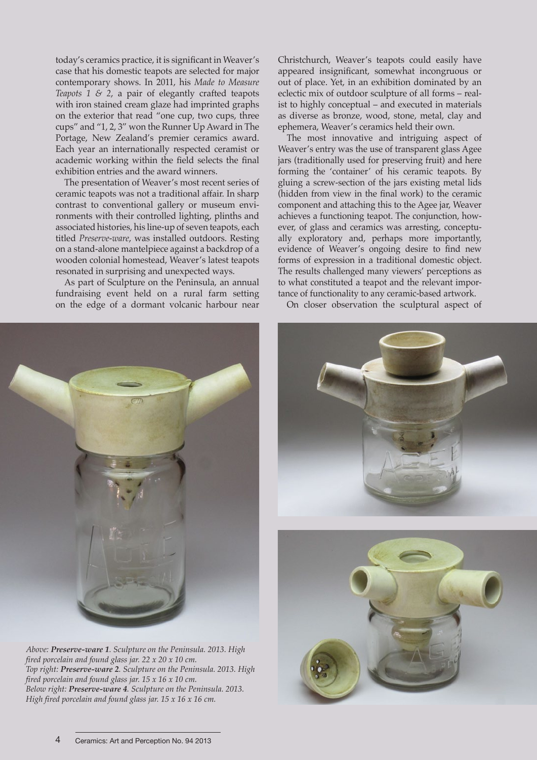today's ceramics practice, it is significant in Weaver's case that his domestic teapots are selected for major contemporary shows. In 2011, his *Made to Measure Teapots 1 & 2*, a pair of elegantly crafted teapots with iron stained cream glaze had imprinted graphs on the exterior that read "one cup, two cups, three cups" and "1, 2, 3" won the Runner Up Award in The Portage, New Zealand's premier ceramics award. Each year an internationally respected ceramist or academic working within the field selects the final exhibition entries and the award winners.

The presentation of Weaver's most recent series of ceramic teapots was not a traditional affair. In sharp contrast to conventional gallery or museum environments with their controlled lighting, plinths and associated histories, his line-up of seven teapots, each titled *Preserve-ware*, was installed outdoors. Resting on a stand-alone mantelpiece against a backdrop of a wooden colonial homestead, Weaver's latest teapots resonated in surprising and unexpected ways.

As part of Sculpture on the Peninsula, an annual fundraising event held on a rural farm setting on the edge of a dormant volcanic harbour near Christchurch, Weaver's teapots could easily have appeared insignificant, somewhat incongruous or out of place. Yet, in an exhibition dominated by an eclectic mix of outdoor sculpture of all forms – realist to highly conceptual – and executed in materials as diverse as bronze, wood, stone, metal, clay and ephemera, Weaver's ceramics held their own.

The most innovative and intriguing aspect of Weaver's entry was the use of transparent glass Agee jars (traditionally used for preserving fruit) and here forming the 'container' of his ceramic teapots. By gluing a screw-section of the jars existing metal lids (hidden from view in the final work) to the ceramic component and attaching this to the Agee jar, Weaver achieves a functioning teapot. The conjunction, however, of glass and ceramics was arresting, conceptually exploratory and, perhaps more importantly, evidence of Weaver's ongoing desire to find new forms of expression in a traditional domestic object. The results challenged many viewers' perceptions as to what constituted a teapot and the relevant importance of functionality to any ceramic-based artwork.

On closer observation the sculptural aspect of

*Above: **Preserve-ware 1**. Sculpture on the Peninsula. 2013. High fired porcelain and found glass jar. 22 x 20 x 10 cm.*
*Top right: **Preserve-ware 2**. Sculpture on the Peninsula. 2013. High fired porcelain and found glass jar. 15 x 16 x 10 cm.*
*Below right: **Preserve-ware 4**. Sculpture on the Peninsula. 2013. High fired porcelain and found glass jar. 15 x 16 x 16 cm.*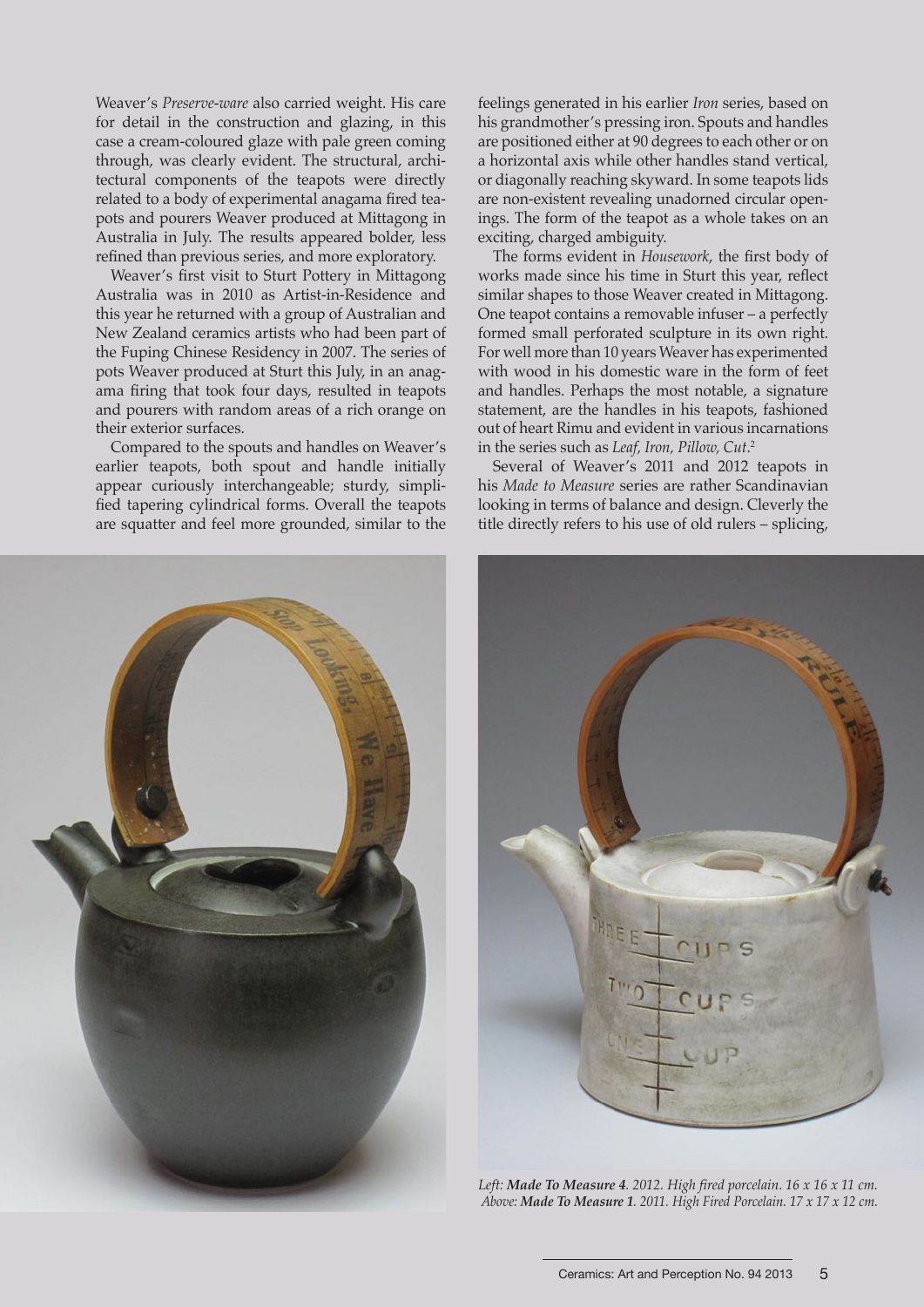Weaver's *Preserve-ware* also carried weight. His care for detail in the construction and glazing, in this case a cream-coloured glaze with pale green coming through, was clearly evident. The structural, architectural components of the teapots were directly related to a body of experimental anagama fired teapots and pourers Weaver produced at Mittagong in Australia in July. The results appeared bolder, less refined than previous series, and more exploratory.

Weaver's first visit to Sturt Pottery in Mittagong Australia was in 2010 as Artist-in-Residence and this year he returned with a group of Australian and New Zealand ceramics artists who had been part of the Fuping Chinese Residency in 2007. The series of pots Weaver produced at Sturt this July, in an anagama firing that took four days, resulted in teapots and pourers with random areas of a rich orange on their exterior surfaces.

Compared to the spouts and handles on Weaver's earlier teapots, both spout and handle initially appear curiously interchangeable; sturdy, simplified tapering cylindrical forms. Overall the teapots are squatter and feel more grounded, similar to the feelings generated in his earlier *Iron* series, based on his grandmother's pressing iron. Spouts and handles are positioned either at 90 degrees to each other or on a horizontal axis while other handles stand vertical, or diagonally reaching skyward. In some teapots lids are non-existent revealing unadorned circular openings. The form of the teapot as a whole takes on an exciting, charged ambiguity.

The forms evident in *Housework*, the first body of works made since his time in Sturt this year, reflect similar shapes to those Weaver created in Mittagong. One teapot contains a removable infuser – a perfectly formed small perforated sculpture in its own right. For well more than 10 years Weaver has experimented with wood in his domestic ware in the form of feet and handles. Perhaps the most notable, a signature statement, are the handles in his teapots, fashioned out of heart Rimu and evident in various incarnations in the series such as *Leaf, Iron, Pillow, Cut*.[2]

Several of Weaver's 2011 and 2012 teapots in his *Made to Measure* series are rather Scandinavian looking in terms of balance and design. Cleverly the title directly refers to his use of old rulers – splicing,

*Left: **Made To Measure 4**. 2012. High fired porcelain. 16 x 16 x 11 cm.*
*Above: **Made To Measure 1**. 2011. High Fired Porcelain. 17 x 17 x 12 cm.*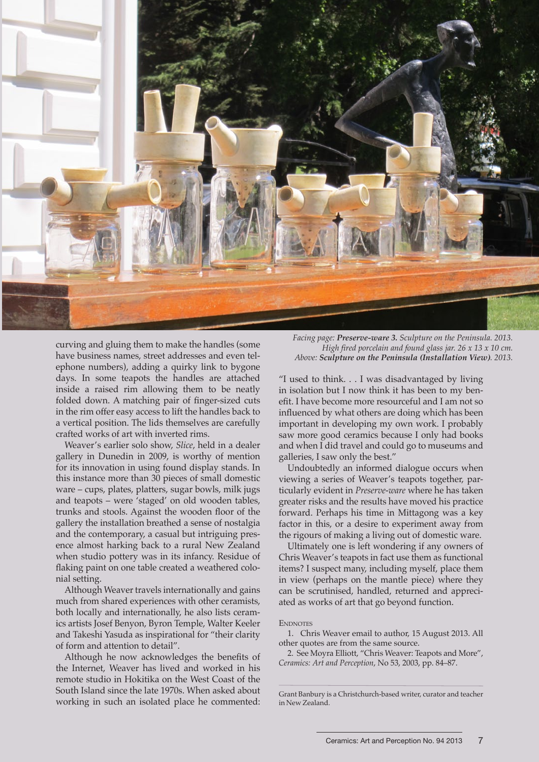curving and gluing them to make the handles (some have business names, street addresses and even telephone numbers), adding a quirky link to bygone days. In some teapots the handles are attached inside a raised rim allowing them to be neatly folded down. A matching pair of finger-sized cuts in the rim offer easy access to lift the handles back to a vertical position. The lids themselves are carefully crafted works of art with inverted rims.

Weaver's earlier solo show, *Slice*, held in a dealer gallery in Dunedin in 2009, is worthy of mention for its innovation in using found display stands. In this instance more than 30 pieces of small domestic ware – cups, plates, platters, sugar bowls, milk jugs and teapots – were 'staged' on old wooden tables, trunks and stools. Against the wooden floor of the gallery the installation breathed a sense of nostalgia and the contemporary, a casual but intriguing presence almost harking back to a rural New Zealand when studio pottery was in its infancy. Residue of flaking paint on one table created a weathered colonial setting.

Although Weaver travels internationally and gains much from shared experiences with other ceramists, both locally and internationally, he also lists ceramics artists Josef Benyon, Byron Temple, Walter Keeler and Takeshi Yasuda as inspirational for "their clarity of form and attention to detail".

Although he now acknowledges the benefits of the Internet, Weaver has lived and worked in his remote studio in Hokitika on the West Coast of the South Island since the late 1970s. When asked about working in such an isolated place he commented:

*Facing page: **Preserve-ware 3.** Sculpture on the Peninsula. 2013. High fired porcelain and found glass jar. 26 x 13 x 10 cm.*
*Above: **Sculpture on the Peninsula (Installation View)**. 2013.*

"I used to think. . . I was disadvantaged by living in isolation but I now think it has been to my benefit. I have become more resourceful and I am not so influenced by what others are doing which has been important in developing my own work. I probably saw more good ceramics because I only had books and when I did travel and could go to museums and galleries, I saw only the best."

Undoubtedly an informed dialogue occurs when viewing a series of Weaver's teapots together, particularly evident in *Preserve-ware* where he has taken greater risks and the results have moved his practice forward. Perhaps his time in Mittagong was a key factor in this, or a desire to experiment away from the rigours of making a living out of domestic ware.

Ultimately one is left wondering if any owners of Chris Weaver's teapots in fact use them as functional items? I suspect many, including myself, place them in view (perhaps on the mantle piece) where they can be scrutinised, handled, returned and appreciated as works of art that go beyond function.

ENDNOTES

1. Chris Weaver email to author, 15 August 2013. All other quotes are from the same source.
2. See Moyra Elliott, "Chris Weaver: Teapots and More", *Ceramics: Art and Perception*, No 53, 2003, pp. 84–87.

Grant Banbury is a Christchurch-based writer, curator and teacher in New Zealand.